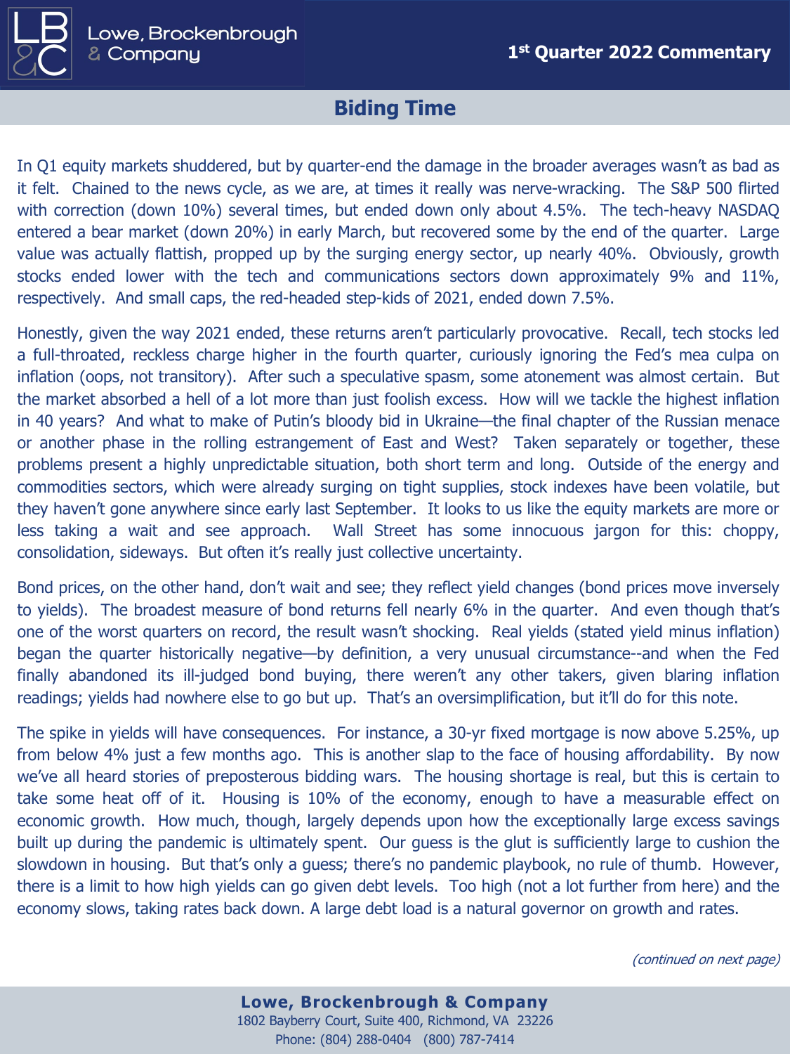# Biding Time

In Q1 equity markets shuddered, but by quarter-end the damage in the broader averages wasn't as bad as it felt. Chained to the news cycle, as we are, at times it really was nerve-wracking. The S&P 500 flirted with correction (down 10%) several times, but ended down only about 4.5%. The tech-heavy NASDAQ entered a bear market (down 20%) in early March, but recovered some by the end of the quarter. Large value was actually flattish, propped up by the surging energy sector, up nearly 40%. Obviously, growth stocks ended lower with the tech and communications sectors down approximately 9% and 11%, respectively. And small caps, the red-headed step-kids of 2021, ended down 7.5%.

Honestly, given the way 2021 ended, these returns aren't particularly provocative. Recall, tech stocks led a full-throated, reckless charge higher in the fourth quarter, curiously ignoring the Fed's mea culpa on inflation (oops, not transitory). After such a speculative spasm, some atonement was almost certain. But the market absorbed a hell of a lot more than just foolish excess. How will we tackle the highest inflation in 40 years? And what to make of Putin's bloody bid in Ukraine—the final chapter of the Russian menace or another phase in the rolling estrangement of East and West? Taken separately or together, these problems present a highly unpredictable situation, both short term and long. Outside of the energy and commodities sectors, which were already surging on tight supplies, stock indexes have been volatile, but they haven't gone anywhere since early last September. It looks to us like the equity markets are more or less taking a wait and see approach. Wall Street has some innocuous jargon for this: choppy, consolidation, sideways. But often it's really just collective uncertainty.

Bond prices, on the other hand, don't wait and see; they reflect yield changes (bond prices move inversely to yields). The broadest measure of bond returns fell nearly 6% in the quarter. And even though that's one of the worst quarters on record, the result wasn't shocking. Real yields (stated yield minus inflation) began the quarter historically negative—by definition, a very unusual circumstance--and when the Fed finally abandoned its ill-judged bond buying, there weren't any other takers, given blaring inflation readings; yields had nowhere else to go but up. That's an oversimplification, but it'll do for this note.

The spike in yields will have consequences. For instance, a 30-yr fixed mortgage is now above 5.25%, up from below 4% just a few months ago. This is another slap to the face of housing affordability. By now we've all heard stories of preposterous bidding wars. The housing shortage is real, but this is certain to take some heat off of it. Housing is 10% of the economy, enough to have a measurable effect on economic growth. How much, though, largely depends upon how the exceptionally large excess savings built up during the pandemic is ultimately spent. Our guess is the glut is sufficiently large to cushion the slowdown in housing. But that's only a guess; there's no pandemic playbook, no rule of thumb. However, there is a limit to how high yields can go given debt levels. Too high (not a lot further from here) and the economy slows, taking rates back down. A large debt load is a natural governor on growth and rates.

*(continued on next page)*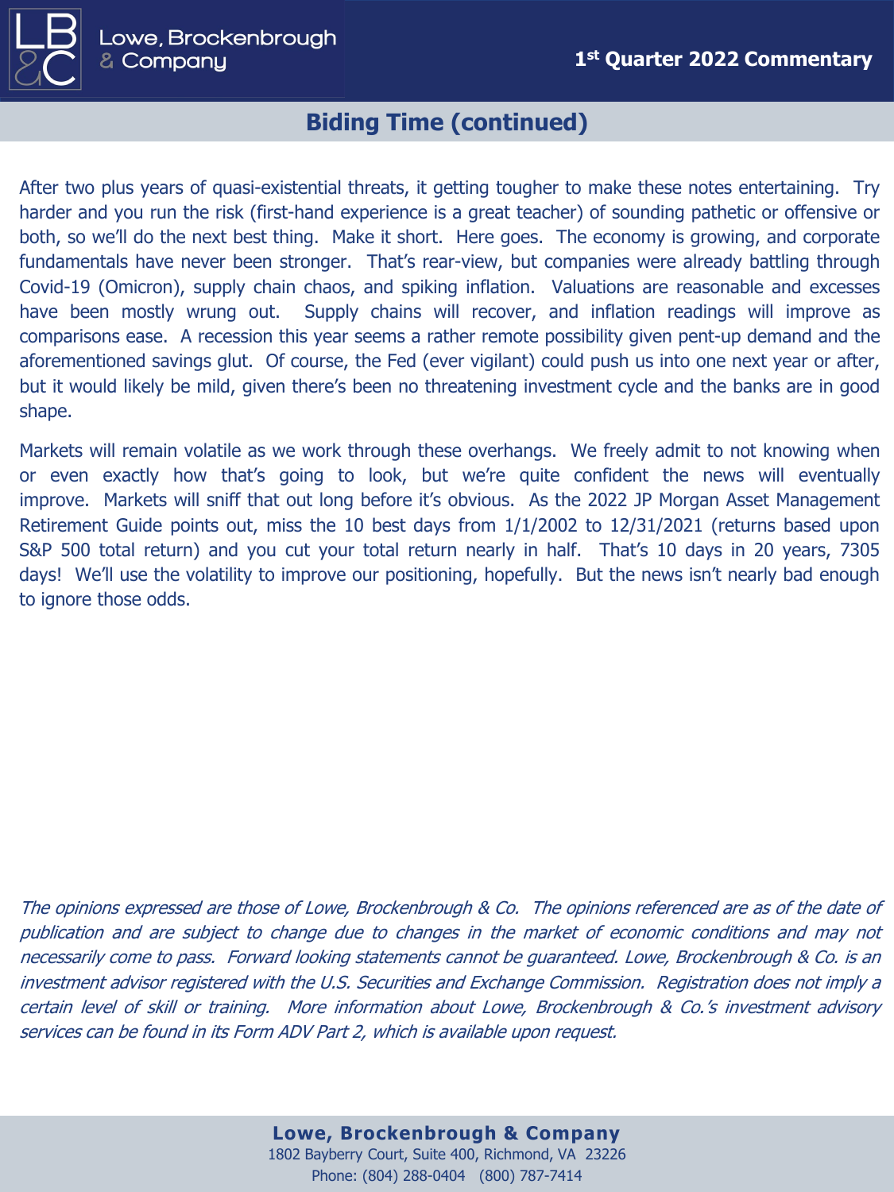## Biding Time (continued)

After two plus years of quasi-existential threats, it getting tougher to make these notes entertaining. Try harder and you run the risk (first-hand experience is a great teacher) of sounding pathetic or offensive or both, so we'll do the next best thing. Make it short. Here goes. The economy is growing, and corporate fundamentals have never been stronger. That's rear-view, but companies were already battling through Covid-19 (Omicron), supply chain chaos, and spiking inflation. Valuations are reasonable and excesses have been mostly wrung out. Supply chains will recover, and inflation readings will improve as comparisons ease. A recession this year seems a rather remote possibility given pent-up demand and the aforementioned savings glut. Of course, the Fed (ever vigilant) could push us into one next year or after, but it would likely be mild, given there's been no threatening investment cycle and the banks are in good shape.

Markets will remain volatile as we work through these overhangs. We freely admit to not knowing when or even exactly how that's going to look, but we're quite confident the news will eventually improve. Markets will sniff that out long before it's obvious. As the 2022 JP Morgan Asset Management Retirement Guide points out, miss the 10 best days from 1/1/2002 to 12/31/2021 (returns based upon S&P 500 total return) and you cut your total return nearly in half. That's 10 days in 20 years, 7305 days! We'll use the volatility to improve our positioning, hopefully. But the news isn't nearly bad enough to ignore those odds.

*The opinions expressed are those of Lowe, Brockenbrough & Co. The opinions referenced are as of the date of publication and are subject to change due to changes in the market of economic conditions and may not necessarily come to pass. Forward looking statements cannot be guaranteed. Lowe, Brockenbrough & Co. is an investment advisor registered with the U.S. Securities and Exchange Commission. Registration does not imply a certain level of skill or training. More information about Lowe, Brockenbrough & Co.'s investment advisory services can be found in its Form ADV Part 2, which is available upon request.*